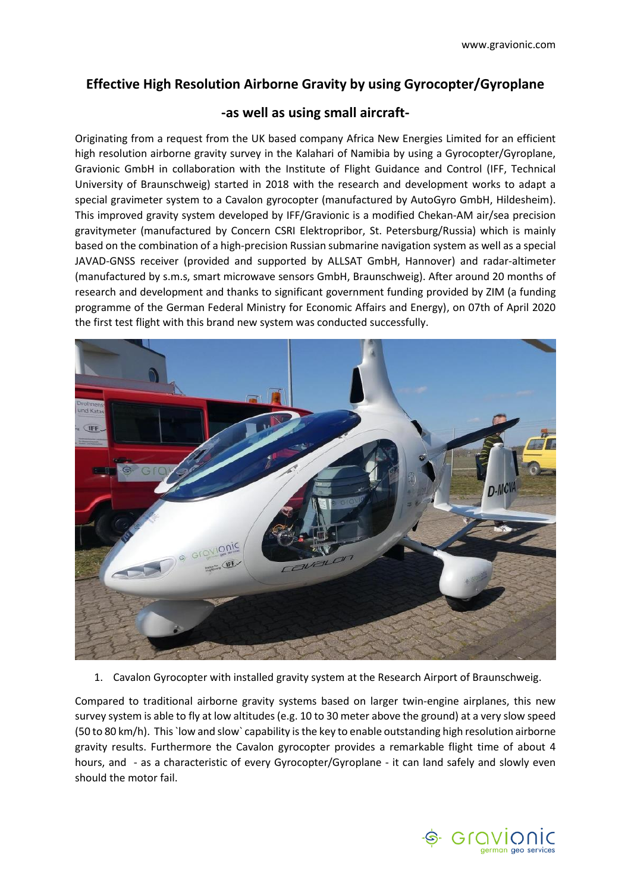# Effective High Resolution Airborne Gravity by using Gyrocopter/Gyroplane

## -as well as using small aircraft-

Originating from a request from the UK based company Africa New Energies Limited for an efficient high resolution airborne gravity survey in the Kalahari of Namibia by using a Gyrocopter/Gyroplane, Gravionic GmbH in collaboration with the Institute of Flight Guidance and Control (IFF, Technical University of Braunschweig) started in 2018 with the research and development works to adapt a special gravimeter system to a Cavalon gyrocopter (manufactured by AutoGyro GmbH, Hildesheim). This improved gravity system developed by IFF/Gravionic is a modified Chekan-AM air/sea precision gravitymeter (manufactured by Concern CSRI Elektropribor, St. Petersburg/Russia) which is mainly based on the combination of a high-precision Russian submarine navigation system as well as a special JAVAD-GNSS receiver (provided and supported by ALLSAT GmbH, Hannover) and radar-altimeter (manufactured by s.m.s, smart microwave sensors GmbH, Braunschweig). After around 20 months of research and development and thanks to significant government funding provided by ZIM (a funding programme of the German Federal Ministry for Economic Affairs and Energy), on 07th of April 2020 the first test flight with this brand new system was conducted successfully.

1. Cavalon Gyrocopter with installed gravity system at the Research Airport of Braunschweig.

Compared to traditional airborne gravity systems based on larger twin-engine airplanes, this new survey system is able to fly at low altitudes (e.g. 10 to 30 meter above the ground) at a very slow speed (50 to 80 km/h). This `low and slow` capability is the key to enable outstanding high resolution airborne gravity results. Furthermore the Cavalon gyrocopter provides a remarkable flight time of about 4 hours, and - as a characteristic of every Gyrocopter/Gyroplane - it can land safely and slowly even should the motor fail.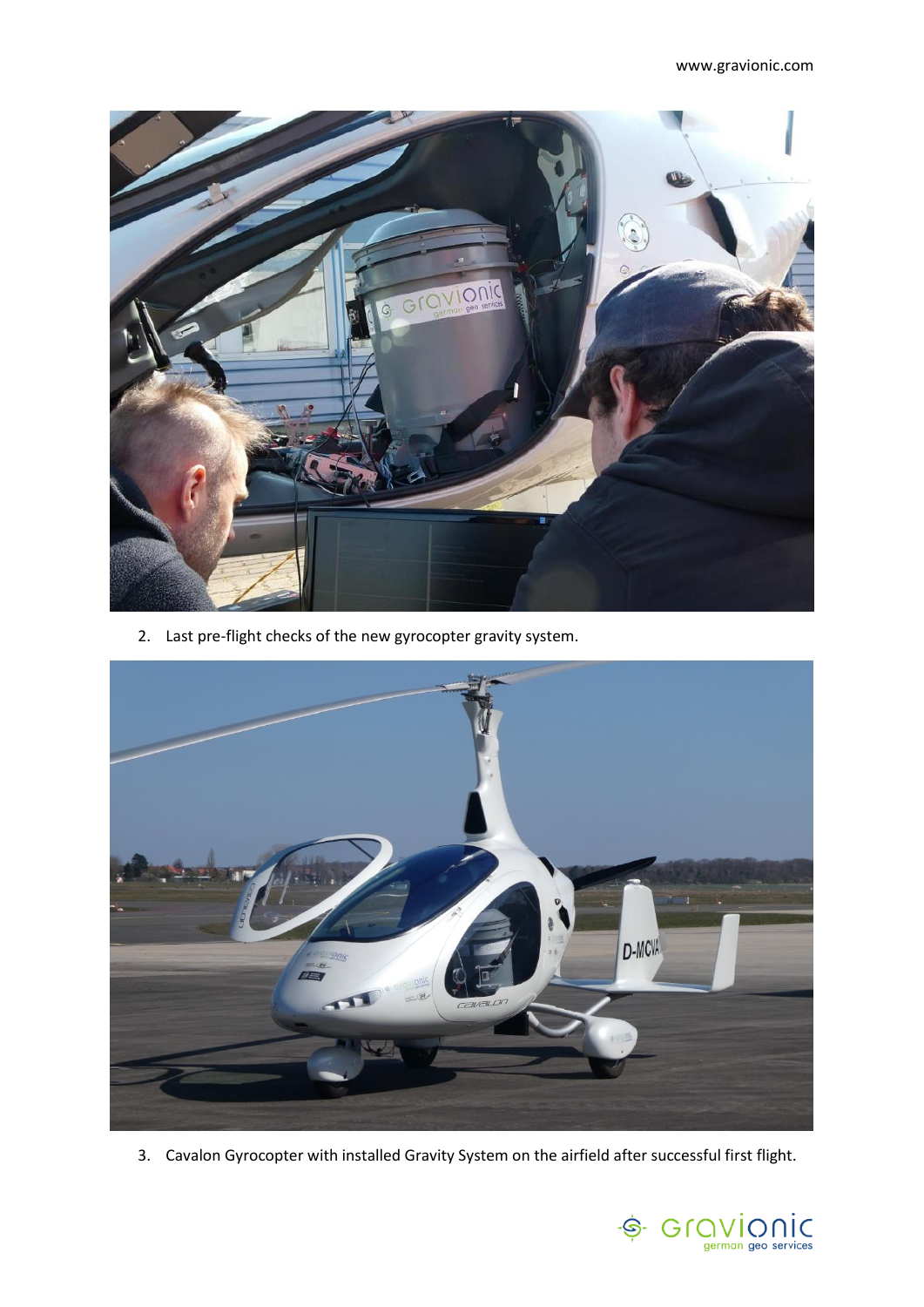2. Last pre-flight checks of the new gyrocopter gravity system.

3. Cavalon Gyrocopter with installed Gravity System on the airfield after successful first flight.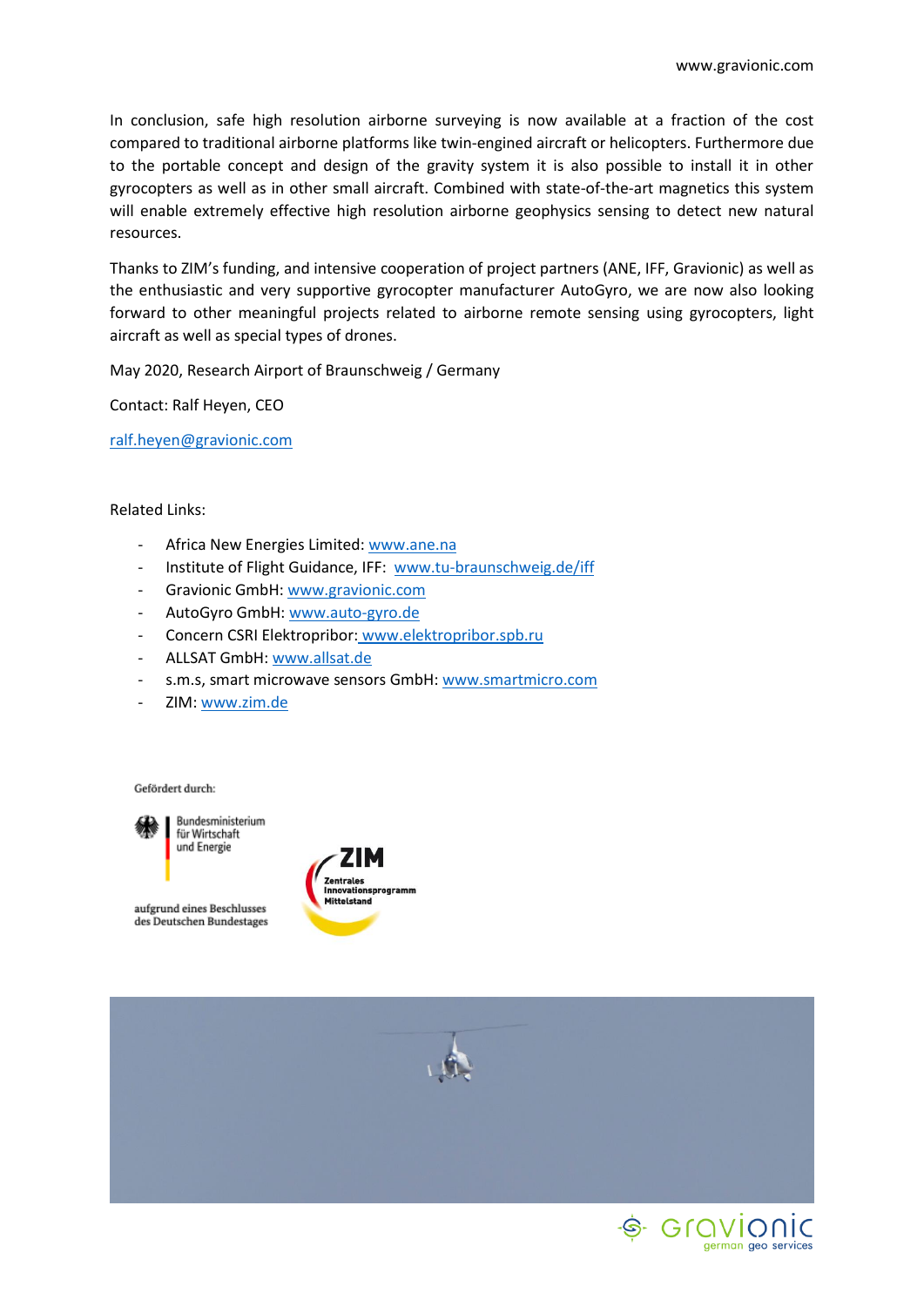In conclusion, safe high resolution airborne surveying is now available at a fraction of the cost compared to traditional airborne platforms like twin-engined aircraft or helicopters. Furthermore due to the portable concept and design of the gravity system it is also possible to install it in other gyrocopters as well as in other small aircraft. Combined with state-of-the-art magnetics this system will enable extremely effective high resolution airborne geophysics sensing to detect new natural resources.

Thanks to ZIM's funding, and intensive cooperation of project partners (ANE, IFF, Gravionic) as well as the enthusiastic and very supportive gyrocopter manufacturer AutoGyro, we are now also looking forward to other meaningful projects related to airborne remote sensing using gyrocopters, light aircraft as well as special types of drones.

May 2020, Research Airport of Braunschweig / Germany

Contact: Ralf Heyen, CEO

ralf.heyen@gravionic.com

Related Links:

- Africa New Energies Limited: www.ane.na
- Institute of Flight Guidance, IFF: www.tu-braunschweig.de/iff
- Gravionic GmbH: www.gravionic.com
- AutoGyro GmbH: www.auto-gyro.de
- Concern CSRI Elektropribor: www.elektropribor.spb.ru
- ALLSAT GmbH: www.allsat.de
- s.m.s, smart microwave sensors GmbH: www.smartmicro.com
- ZIM: www.zim.de

Gefördert durch:

Bundesministerium für Wirtschaft und Energie

aufgrund eines Beschlusses des Deutschen Bundestages

ZIM Zentrales Innovationsprogramm Mittelstand